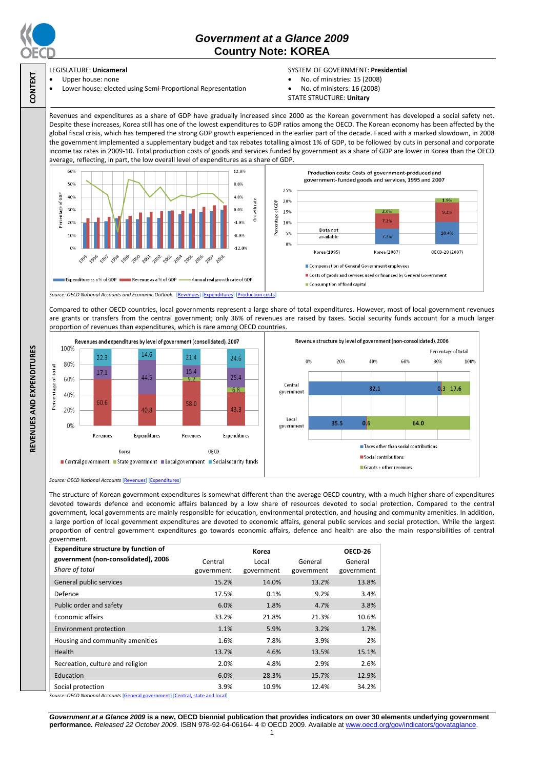# Government at a Glance 2009
# Country Note: KOREA

**CONTEXT**

LEGISLATURE: **Unicameral**
- Upper house: none
- Lower house: elected using Semi-Proportional Representation

SYSTEM OF GOVERNMENT: **Presidential**
- No. of ministries: 15 (2008)
- No. of ministers: 16 (2008)

STATE STRUCTURE: **Unitary**

**REVENUES AND EXPENDITURES**

Revenues and expenditures as a share of GDP have gradually increased since 2000 as the Korean government has developed a social safety net. Despite these increases, Korea still has one of the lowest expenditures to GDP ratios among the OECD. The Korean economy has been affected by the global fiscal crisis, which has tempered the strong GDP growth experienced in the earlier part of the decade. Faced with a marked slowdown, in 2008 the government implemented a supplementary budget and tax rebates totalling almost 1% of GDP, to be followed by cuts in personal and corporate income tax rates in 2009-10. Total production costs of goods and services funded by government as a share of GDP are lower in Korea than the OECD average, reflecting, in part, the low overall level of expenditures as a share of GDP.

*Source: OECD National Accounts and Economic Outlook.* [Revenues] [Expenditures] [Production costs]

Compared to other OECD countries, local governments represent a large share of total expenditures. However, most of local government revenues are grants or transfers from the central government; only 36% of revenues are raised by taxes. Social security funds account for a much larger proportion of revenues than expenditures, which is rare among OECD countries.

*Source: OECD National Accounts* [Revenues] [Expenditures]

The structure of Korean government expenditures is somewhat different than the average OECD country, with a much higher share of expenditures devoted towards defence and economic affairs balanced by a low share of resources devoted to social protection. Compared to the central government, local governments are mainly responsible for education, environmental protection, and housing and community amenities. In addition, a large portion of local government expenditures are devoted to economic affairs, general public services and social protection. While the largest proportion of central government expenditures go towards economic affairs, defence and health are also the main responsibilities of central government.

| **Expenditure structure by function of government (non-consolidated), 2006** *Share of total* | Korea | | | OECD-26 |
|---|---|---|---|---|
| | Central government | Local government | General government | General government |
| General public services | 15.2% | 14.0% | 13.2% | 13.8% |
| Defence | 17.5% | 0.1% | 9.2% | 3.4% |
| Public order and safety | 6.0% | 1.8% | 4.7% | 3.8% |
| Economic affairs | 33.2% | 21.8% | 21.3% | 10.6% |
| Environment protection | 1.1% | 5.9% | 3.2% | 1.7% |
| Housing and community amenities | 1.6% | 7.8% | 3.9% | 2% |
| Health | 13.7% | 4.6% | 13.5% | 15.1% |
| Recreation, culture and religion | 2.0% | 4.8% | 2.9% | 2.6% |
| Education | 6.0% | 28.3% | 15.7% | 12.9% |
| Social protection | 3.9% | 10.9% | 12.4% | 34.2% |

*Source: OECD National Accounts* [General government] [Central, state and local]

***Government at a Glance 2009*** **is a new, OECD biennial publication that provides indicators on over 30 elements underlying government performance.** *Released 22 October 2009.* ISBN 978-92-64-06164- 4 © OECD 2009. Available at www.oecd.org/gov/indicators/govataglance.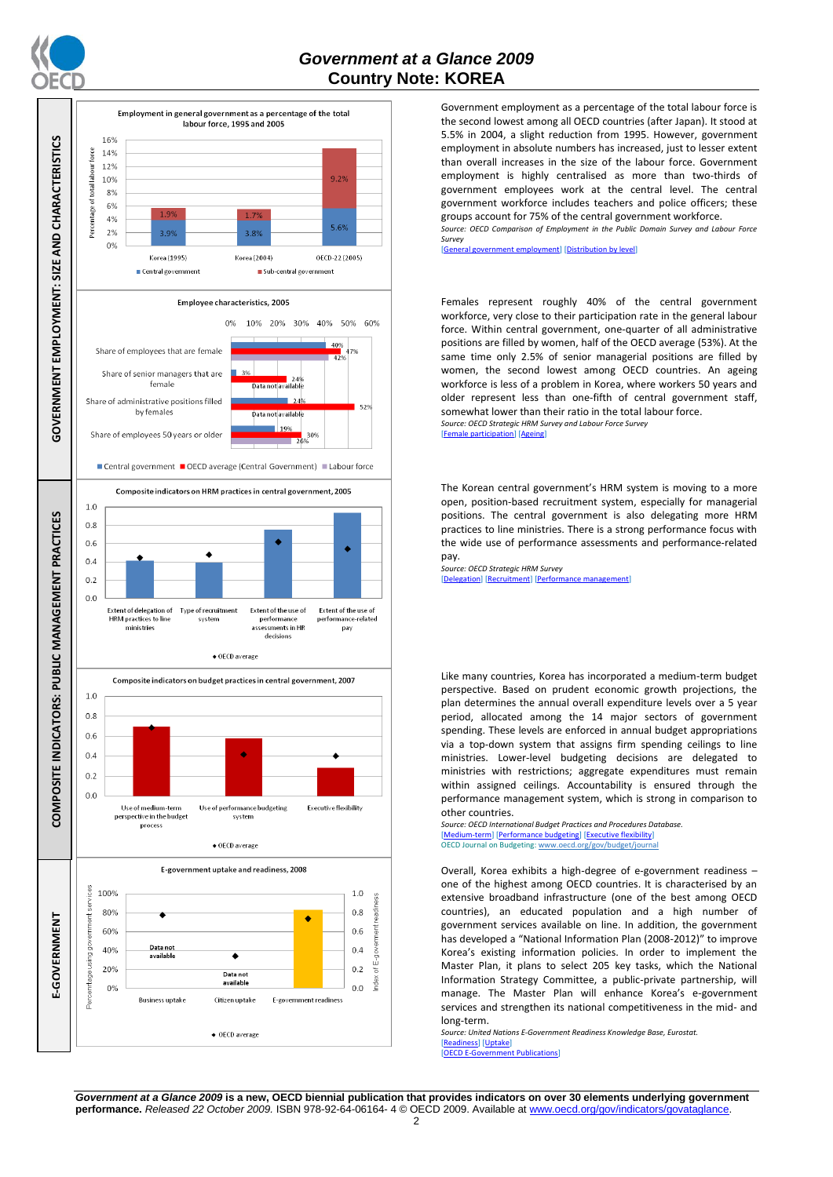## GOVERNMENT EMPLOYMENT: SIZE AND CHARACTERISTICS

**Employment in general government as a percentage of the total labour force, 1995 and 2005**

| | Central government | Sub-central government |
|---|---|---|
| Korea (1995) | 3.9% | 1.9% |
| Korea (2004) | 3.8% | 1.7% |
| OECD-22 (2005) | 5.6% | 9.2% |

Government employment as a percentage of the total labour force is the second lowest among all OECD countries (after Japan). It stood at 5.5% in 2004, a slight reduction from 1995. However, government employment in absolute numbers has increased, just to lesser extent than overall increases in the size of the labour force. Government employment is highly centralised as more than two-thirds of government employees work at the central level. The central government workforce includes teachers and police officers; these groups account for 75% of the central government workforce.

*Source: OECD Comparison of Employment in the Public Domain Survey and Labour Force Survey*

[General government employment] [Distribution by level]

**Employee characteristics, 2005**

| | Central government | OECD average (Central Government) | Labour force |
|---|---|---|---|
| Share of employees that are female | 40% | 47% | 42% |
| Share of senior managers that are female | 3% | 24% | Data not available |
| Share of administrative positions filled by females | 24% | 52% | Data not available |
| Share of employees 50 years or older | 19% | 30% | 26% |

Females represent roughly 40% of the central government workforce, very close to their participation rate in the general labour force. Within central government, one-quarter of all administrative positions are filled by women, half of the OECD average (53%). At the same time only 2.5% of senior managerial positions are filled by women, the second lowest among OECD countries. An ageing workforce is less of a problem in Korea, where workers 50 years and older represent less than one-fifth of central government staff, somewhat lower than their ratio in the total labour force.

*Source: OECD Strategic HRM Survey and Labour Force Survey*

[Female participation] [Ageing]

## COMPOSITE INDICATORS: PUBLIC MANAGEMENT PRACTICES

**Composite indicators on HRM practices in central government, 2005**

Categories: Extent of delegation of HRM practices to line ministries; Type of recruitment system; Extent of the use of performance assessments in HR decisions; Extent of the use of performance-related pay. ◆ OECD average

The Korean central government's HRM system is moving to a more open, position-based recruitment system, especially for managerial positions. The central government is also delegating more HRM practices to line ministries. There is a strong performance focus with the wide use of performance assessments and performance-related pay.

*Source: OECD Strategic HRM Survey*

[Delegation] [Recruitment] [Performance management]

**Composite indicators on budget practices in central government, 2007**

Categories: Use of medium-term perspective in the budget process; Use of performance budgeting system; Executive flexibility. ◆ OECD average

Like many countries, Korea has incorporated a medium-term budget perspective. Based on prudent economic growth projections, the plan determines the annual overall expenditure levels over a 5 year period, allocated among the 14 major sectors of government spending. These levels are enforced in annual budget appropriations via a top-down system that assigns firm spending ceilings to line ministries. Lower-level budgeting decisions are delegated to ministries with restrictions; aggregate expenditures must remain within assigned ceilings. Accountability is ensured through the performance management system, which is strong in comparison to other countries.

*Source: OECD International Budget Practices and Procedures Database.*

[Medium-term] [Performance budgeting] [Executive flexibility]

OECD Journal on Budgeting: www.oecd.org/gov/budget/journal

## E-GOVERNMENT

**E-government uptake and readiness, 2008**

Categories: Business uptake (Data not available); Citizen uptake (Data not available); E-government readiness. ◆ OECD average

Overall, Korea exhibits a high-degree of e-government readiness – one of the highest among OECD countries. It is characterised by an extensive broadband infrastructure (one of the best among OECD countries), an educated population and a high number of government services available on line. In addition, the government has developed a "National Information Plan (2008-2012)" to improve Korea's existing information policies. In order to implement the Master Plan, it plans to select 205 key tasks, which the National Information Strategy Committee, a public-private partnership, will manage. The Master Plan will enhance Korea's e-government services and strengthen its national competitiveness in the mid- and long-term.

*Source: United Nations E-Government Readiness Knowledge Base, Eurostat.*

[Readiness] [Uptake]

[OECD E-Government Publications]

***Government at a Glance 2009*** **is a new, OECD biennial publication that provides indicators on over 30 elements underlying government performance.** *Released 22 October 2009.* ISBN 978-92-64-06164- 4 © OECD 2009. Available at www.oecd.org/gov/indicators/govataglance.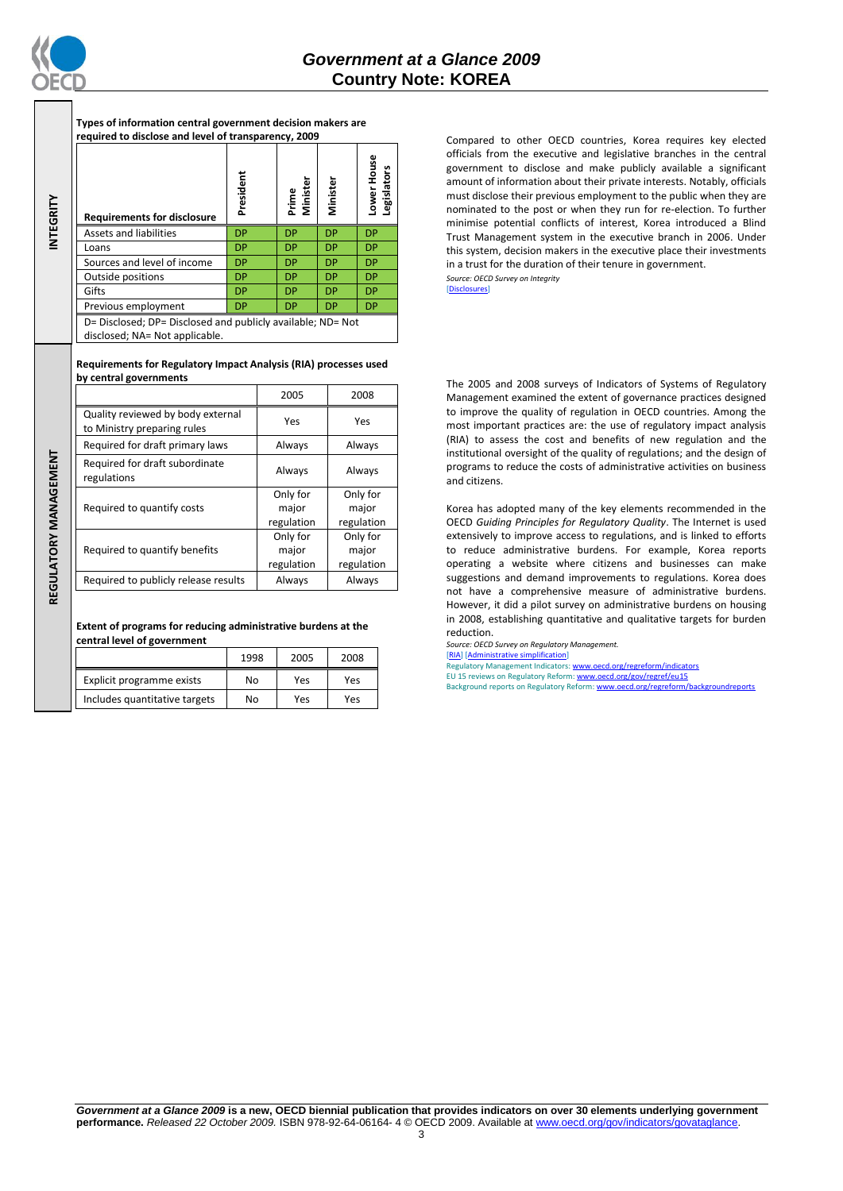## INTEGRITY

**Types of information central government decision makers are required to disclose and level of transparency, 2009**

| Requirements for disclosure | President | Prime Minister | Minister | Lower House Legislators |
|---|---|---|---|---|
| Assets and liabilities | DP | DP | DP | DP |
| Loans | DP | DP | DP | DP |
| Sources and level of income | DP | DP | DP | DP |
| Outside positions | DP | DP | DP | DP |
| Gifts | DP | DP | DP | DP |
| Previous employment | DP | DP | DP | DP |

D= Disclosed; DP= Disclosed and publicly available; ND= Not disclosed; NA= Not applicable.

Compared to other OECD countries, Korea requires key elected officials from the executive and legislative branches in the central government to disclose and make publicly available a significant amount of information about their private interests. Notably, officials must disclose their previous employment to the public when they are nominated to the post or when they run for re-election. To further minimise potential conflicts of interest, Korea introduced a Blind Trust Management system in the executive branch in 2006. Under this system, decision makers in the executive place their investments in a trust for the duration of their tenure in government.

*Source: OECD Survey on Integrity*
[Disclosures]

## REGULATORY MANAGEMENT

**Requirements for Regulatory Impact Analysis (RIA) processes used by central governments**

| | 2005 | 2008 |
|---|---|---|
| Quality reviewed by body external to Ministry preparing rules | Yes | Yes |
| Required for draft primary laws | Always | Always |
| Required for draft subordinate regulations | Always | Always |
| Required to quantify costs | Only for major regulation | Only for major regulation |
| Required to quantify benefits | Only for major regulation | Only for major regulation |
| Required to publicly release results | Always | Always |

**Extent of programs for reducing administrative burdens at the central level of government**

| | 1998 | 2005 | 2008 |
|---|---|---|---|
| Explicit programme exists | No | Yes | Yes |
| Includes quantitative targets | No | Yes | Yes |

The 2005 and 2008 surveys of Indicators of Systems of Regulatory Management examined the extent of governance practices designed to improve the quality of regulation in OECD countries. Among the most important practices are: the use of regulatory impact analysis (RIA) to assess the cost and benefits of new regulation and the institutional oversight of the quality of regulations; and the design of programs to reduce the costs of administrative activities on business and citizens.

Korea has adopted many of the key elements recommended in the OECD *Guiding Principles for Regulatory Quality*. The Internet is used extensively to improve access to regulations, and is linked to efforts to reduce administrative burdens. For example, Korea reports operating a website where citizens and businesses can make suggestions and demand improvements to regulations. Korea does not have a comprehensive measure of administrative burdens. However, it did a pilot survey on administrative burdens on housing in 2008, establishing quantitative and qualitative targets for burden reduction.

*Source: OECD Survey on Regulatory Management.*
[RIA] [Administrative simplification]
Regulatory Management Indicators: www.oecd.org/regreform/indicators
EU 15 reviews on Regulatory Reform: www.oecd.org/gov/regref/eu15
Background reports on Regulatory Reform: www.oecd.org/regreform/backgroundreports

**Government at a Glance 2009 is a new, OECD biennial publication that provides indicators on over 30 elements underlying government performance.** *Released 22 October 2009.* ISBN 978-92-64-06164- 4 © OECD 2009. Available at www.oecd.org/gov/indicators/govataglance.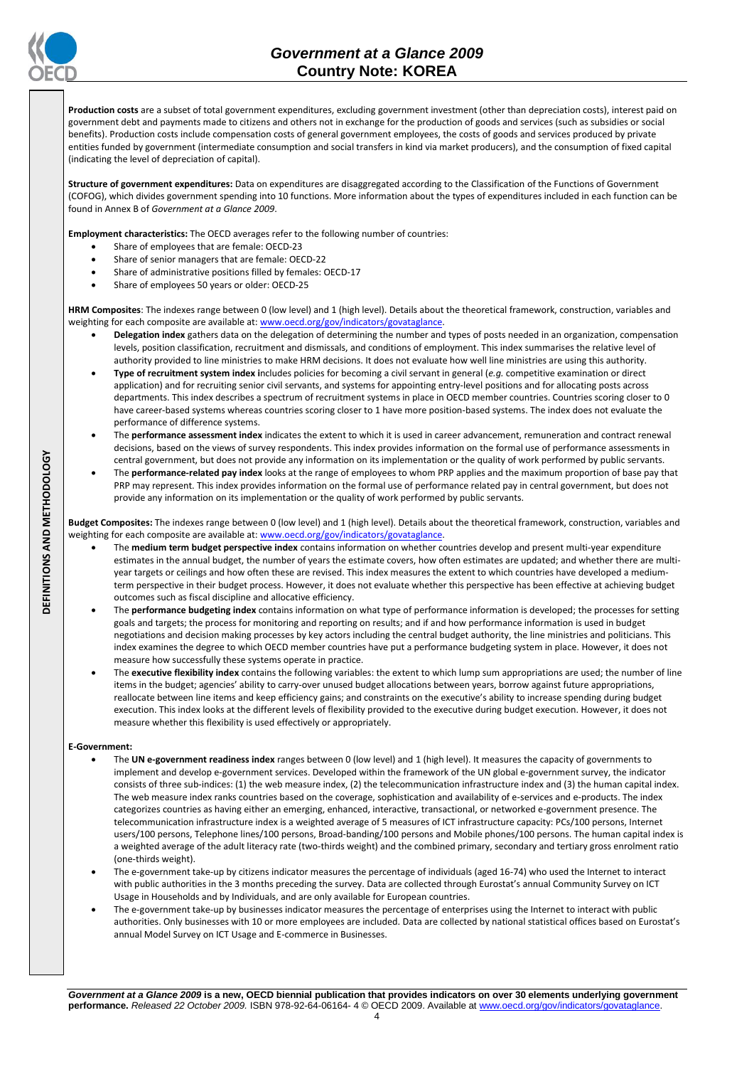**Production costs** are a subset of total government expenditures, excluding government investment (other than depreciation costs), interest paid on government debt and payments made to citizens and others not in exchange for the production of goods and services (such as subsidies or social benefits). Production costs include compensation costs of general government employees, the costs of goods and services produced by private entities funded by government (intermediate consumption and social transfers in kind via market producers), and the consumption of fixed capital (indicating the level of depreciation of capital).

**Structure of government expenditures:** Data on expenditures are disaggregated according to the Classification of the Functions of Government (COFOG), which divides government spending into 10 functions. More information about the types of expenditures included in each function can be found in Annex B of *Government at a Glance 2009*.

**Employment characteristics:** The OECD averages refer to the following number of countries:

- Share of employees that are female: OECD-23
- Share of senior managers that are female: OECD-22
- Share of administrative positions filled by females: OECD-17
- Share of employees 50 years or older: OECD-25

**HRM Composites**: The indexes range between 0 (low level) and 1 (high level). Details about the theoretical framework, construction, variables and weighting for each composite are available at: www.oecd.org/gov/indicators/govataglance.

- **Delegation index** gathers data on the delegation of determining the number and types of posts needed in an organization, compensation levels, position classification, recruitment and dismissals, and conditions of employment. This index summarises the relative level of authority provided to line ministries to make HRM decisions. It does not evaluate how well line ministries are using this authority.
- **Type of recruitment system index i**ncludes policies for becoming a civil servant in general (*e.g.* competitive examination or direct application) and for recruiting senior civil servants, and systems for appointing entry-level positions and for allocating posts across departments. This index describes a spectrum of recruitment systems in place in OECD member countries. Countries scoring closer to 0 have career-based systems whereas countries scoring closer to 1 have more position-based systems. The index does not evaluate the performance of difference systems.
- The **performance assessment index** indicates the extent to which it is used in career advancement, remuneration and contract renewal decisions, based on the views of survey respondents. This index provides information on the formal use of performance assessments in central government, but does not provide any information on its implementation or the quality of work performed by public servants.
- The **performance-related pay index** looks at the range of employees to whom PRP applies and the maximum proportion of base pay that PRP may represent. This index provides information on the formal use of performance related pay in central government, but does not provide any information on its implementation or the quality of work performed by public servants.

**Budget Composites:** The indexes range between 0 (low level) and 1 (high level). Details about the theoretical framework, construction, variables and weighting for each composite are available at: www.oecd.org/gov/indicators/govataglance.

- The **medium term budget perspective index** contains information on whether countries develop and present multi-year expenditure estimates in the annual budget, the number of years the estimate covers, how often estimates are updated; and whether there are multi-year targets or ceilings and how often these are revised. This index measures the extent to which countries have developed a medium-term perspective in their budget process. However, it does not evaluate whether this perspective has been effective at achieving budget outcomes such as fiscal discipline and allocative efficiency.
- The **performance budgeting index** contains information on what type of performance information is developed; the processes for setting goals and targets; the process for monitoring and reporting on results; and if and how performance information is used in budget negotiations and decision making processes by key actors including the central budget authority, the line ministries and politicians. This index examines the degree to which OECD member countries have put a performance budgeting system in place. However, it does not measure how successfully these systems operate in practice.
- The **executive flexibility index** contains the following variables: the extent to which lump sum appropriations are used; the number of line items in the budget; agencies' ability to carry-over unused budget allocations between years, borrow against future appropriations, reallocate between line items and keep efficiency gains; and constraints on the executive's ability to increase spending during budget execution. This index looks at the different levels of flexibility provided to the executive during budget execution. However, it does not measure whether this flexibility is used effectively or appropriately.

**E-Government:**

- The **UN e-government readiness index** ranges between 0 (low level) and 1 (high level). It measures the capacity of governments to implement and develop e-government services. Developed within the framework of the UN global e-government survey, the indicator consists of three sub-indices: (1) the web measure index, (2) the telecommunication infrastructure index and (3) the human capital index. The web measure index ranks countries based on the coverage, sophistication and availability of e-services and e-products. The index categorizes countries as having either an emerging, enhanced, interactive, transactional, or networked e-government presence. The telecommunication infrastructure index is a weighted average of 5 measures of ICT infrastructure capacity: PCs/100 persons, Internet users/100 persons, Telephone lines/100 persons, Broad-banding/100 persons and Mobile phones/100 persons. The human capital index is a weighted average of the adult literacy rate (two-thirds weight) and the combined primary, secondary and tertiary gross enrolment ratio (one-thirds weight).
- The e-government take-up by citizens indicator measures the percentage of individuals (aged 16-74) who used the Internet to interact with public authorities in the 3 months preceding the survey. Data are collected through Eurostat's annual Community Survey on ICT Usage in Households and by Individuals, and are only available for European countries.
- The e-government take-up by businesses indicator measures the percentage of enterprises using the Internet to interact with public authorities. Only businesses with 10 or more employees are included. Data are collected by national statistical offices based on Eurostat's annual Model Survey on ICT Usage and E-commerce in Businesses.